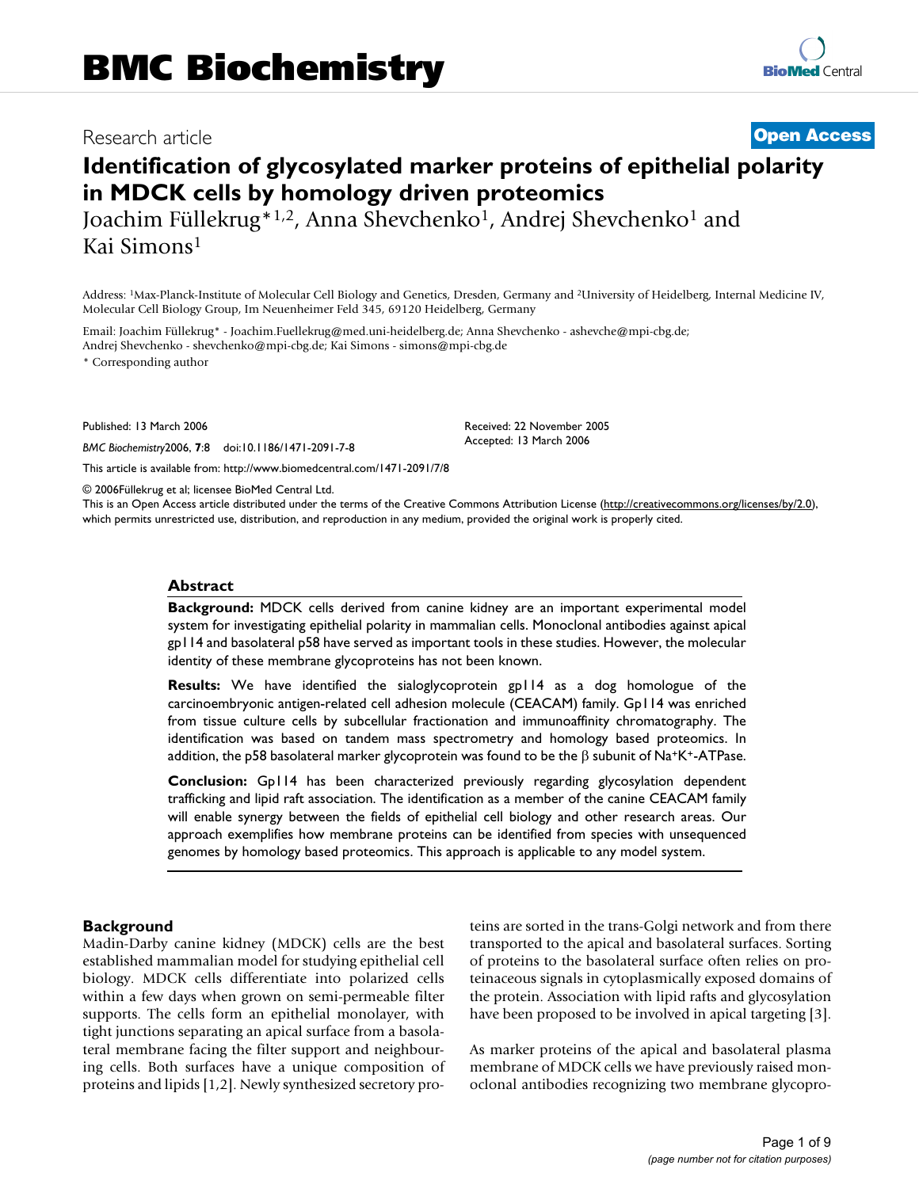# BMC Biochemistry

Research article

**Open Access**

# Identification of glycosylated marker proteins of epithelial polarity in MDCK cells by homology driven proteomics

Joachim Füllekrug*[1,2], Anna Shevchenko[1], Andrej Shevchenko[1] and Kai Simons[1]

Address: [1]Max-Planck-Institute of Molecular Cell Biology and Genetics, Dresden, Germany and [2]University of Heidelberg, Internal Medicine IV, Molecular Cell Biology Group, Im Neuenheimer Feld 345, 69120 Heidelberg, Germany

Email: Joachim Füllekrug* - Joachim.Fuellekrug@med.uni-heidelberg.de; Anna Shevchenko - ashevche@mpi-cbg.de; Andrej Shevchenko - shevchenko@mpi-cbg.de; Kai Simons - simons@mpi-cbg.de

\* Corresponding author

Published: 13 March 2006

*BMC Biochemistry*2006, **7**:8 doi:10.1186/1471-2091-7-8

Received: 22 November 2005
Accepted: 13 March 2006

This article is available from: http://www.biomedcentral.com/1471-2091/7/8

© 2006Füllekrug et al; licensee BioMed Central Ltd.

This is an Open Access article distributed under the terms of the Creative Commons Attribution License (http://creativecommons.org/licenses/by/2.0), which permits unrestricted use, distribution, and reproduction in any medium, provided the original work is properly cited.

## Abstract

**Background:** MDCK cells derived from canine kidney are an important experimental model system for investigating epithelial polarity in mammalian cells. Monoclonal antibodies against apical gp114 and basolateral p58 have served as important tools in these studies. However, the molecular identity of these membrane glycoproteins has not been known.

**Results:** We have identified the sialoglycoprotein gp114 as a dog homologue of the carcinoembryonic antigen-related cell adhesion molecule (CEACAM) family. Gp114 was enriched from tissue culture cells by subcellular fractionation and immunoaffinity chromatography. The identification was based on tandem mass spectrometry and homology based proteomics. In addition, the p58 basolateral marker glycoprotein was found to be the β subunit of $Na^+K^+$-ATPase.

**Conclusion:** Gp114 has been characterized previously regarding glycosylation dependent trafficking and lipid raft association. The identification as a member of the canine CEACAM family will enable synergy between the fields of epithelial cell biology and other research areas. Our approach exemplifies how membrane proteins can be identified from species with unsequenced genomes by homology based proteomics. This approach is applicable to any model system.

## Background

Madin-Darby canine kidney (MDCK) cells are the best established mammalian model for studying epithelial cell biology. MDCK cells differentiate into polarized cells within a few days when grown on semi-permeable filter supports. The cells form an epithelial monolayer, with tight junctions separating an apical surface from a basolateral membrane facing the filter support and neighbouring cells. Both surfaces have a unique composition of proteins and lipids [1,2]. Newly synthesized secretory proteins are sorted in the trans-Golgi network and from there transported to the apical and basolateral surfaces. Sorting of proteins to the basolateral surface often relies on proteinaceous signals in cytoplasmically exposed domains of the protein. Association with lipid rafts and glycosylation have been proposed to be involved in apical targeting [3].

As marker proteins of the apical and basolateral plasma membrane of MDCK cells we have previously raised monoclonal antibodies recognizing two membrane glycopro-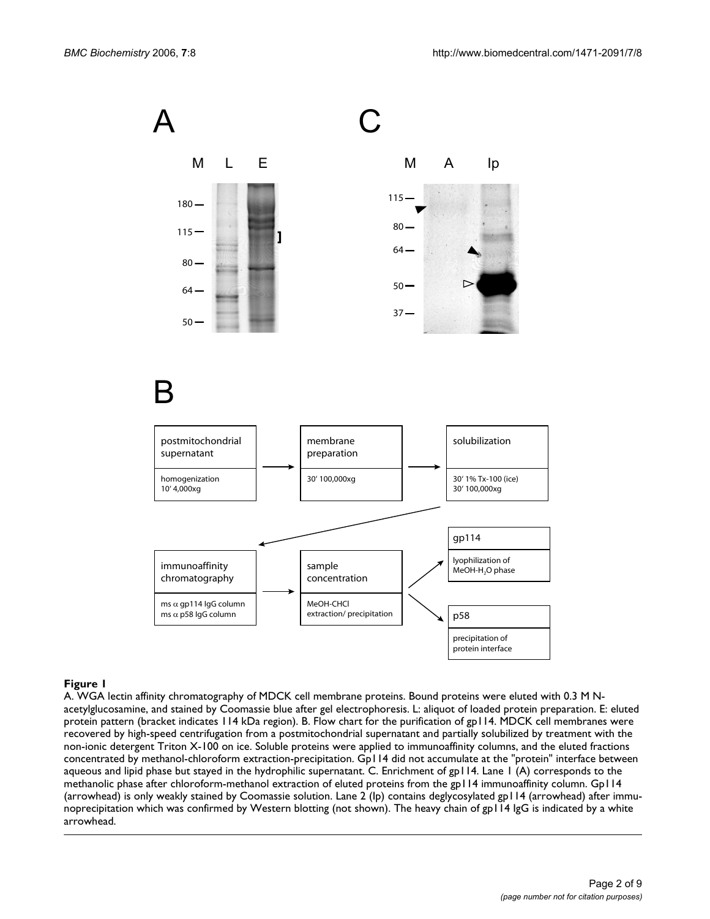**Figure 1**

A. WGA lectin affinity chromatography of MDCK cell membrane proteins. Bound proteins were eluted with 0.3 M N-acetylglucosamine, and stained by Coomassie blue after gel electrophoresis. L: aliquot of loaded protein preparation. E: eluted protein pattern (bracket indicates 114 kDa region). B. Flow chart for the purification of gp114. MDCK cell membranes were recovered by high-speed centrifugation from a postmitochondrial supernatant and partially solubilized by treatment with the non-ionic detergent Triton X-100 on ice. Soluble proteins were applied to immunoaffinity columns, and the eluted fractions concentrated by methanol-chloroform extraction-precipitation. Gp114 did not accumulate at the "protein" interface between aqueous and lipid phase but stayed in the hydrophilic supernatant. C. Enrichment of gp114. Lane 1 (A) corresponds to the methanolic phase after chloroform-methanol extraction of eluted proteins from the gp114 immunoaffinity column. Gp114 (arrowhead) is only weakly stained by Coomassie solution. Lane 2 (Ip) contains deglycosylated gp114 (arrowhead) after immunoprecipitation which was confirmed by Western blotting (not shown). The heavy chain of gp114 IgG is indicated by a white arrowhead.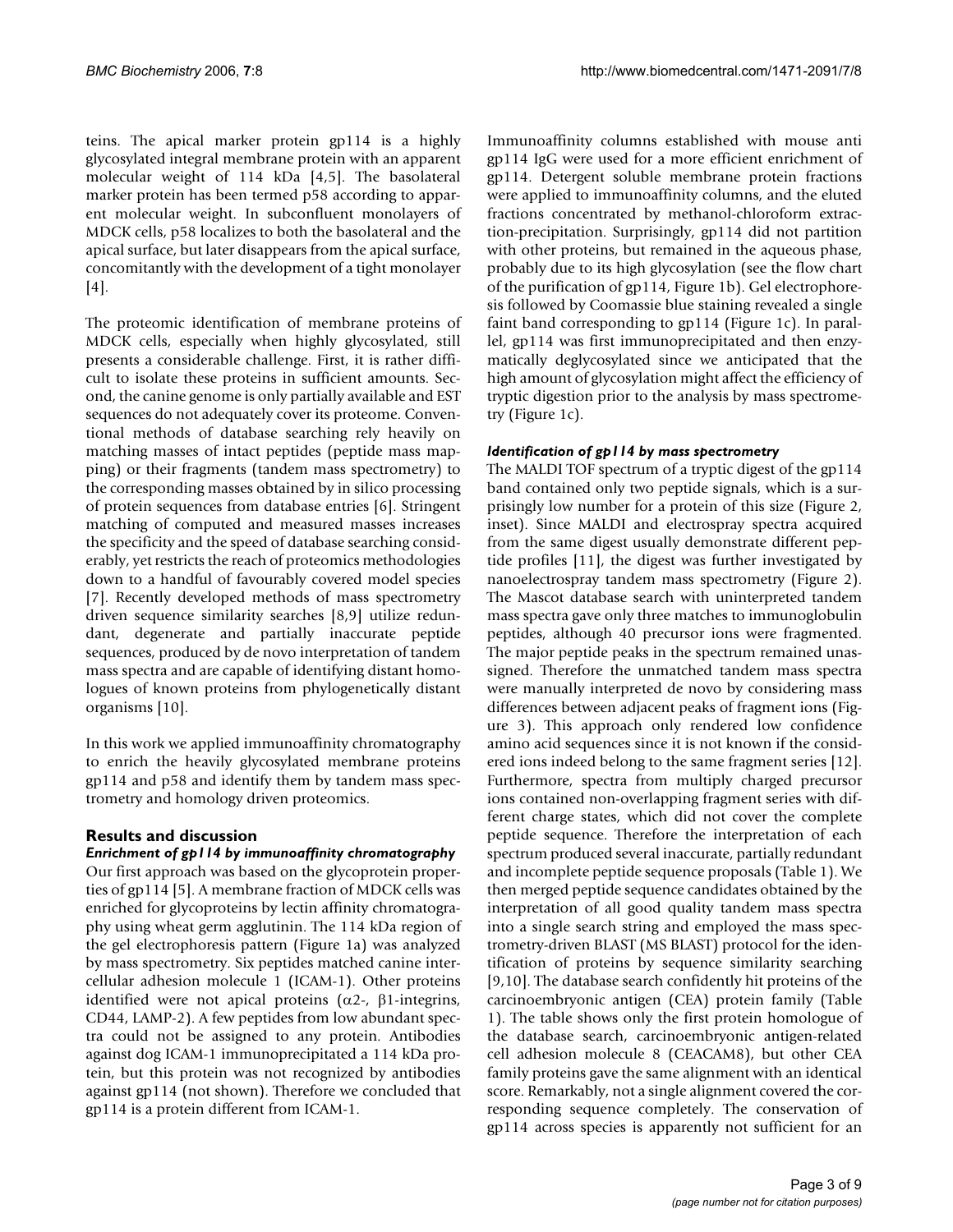teins. The apical marker protein gp114 is a highly glycosylated integral membrane protein with an apparent molecular weight of 114 kDa [4,5]. The basolateral marker protein has been termed p58 according to apparent molecular weight. In subconfluent monolayers of MDCK cells, p58 localizes to both the basolateral and the apical surface, but later disappears from the apical surface, concomitantly with the development of a tight monolayer [4].

The proteomic identification of membrane proteins of MDCK cells, especially when highly glycosylated, still presents a considerable challenge. First, it is rather difficult to isolate these proteins in sufficient amounts. Second, the canine genome is only partially available and EST sequences do not adequately cover its proteome. Conventional methods of database searching rely heavily on matching masses of intact peptides (peptide mass mapping) or their fragments (tandem mass spectrometry) to the corresponding masses obtained by in silico processing of protein sequences from database entries [6]. Stringent matching of computed and measured masses increases the specificity and the speed of database searching considerably, yet restricts the reach of proteomics methodologies down to a handful of favourably covered model species [7]. Recently developed methods of mass spectrometry driven sequence similarity searches [8,9] utilize redundant, degenerate and partially inaccurate peptide sequences, produced by de novo interpretation of tandem mass spectra and are capable of identifying distant homologues of known proteins from phylogenetically distant organisms [10].

In this work we applied immunoaffinity chromatography to enrich the heavily glycosylated membrane proteins gp114 and p58 and identify them by tandem mass spectrometry and homology driven proteomics.

## Results and discussion

### *Enrichment of gp114 by immunoaffinity chromatography*

Our first approach was based on the glycoprotein properties of gp114 [5]. A membrane fraction of MDCK cells was enriched for glycoproteins by lectin affinity chromatography using wheat germ agglutinin. The 114 kDa region of the gel electrophoresis pattern (Figure 1a) was analyzed by mass spectrometry. Six peptides matched canine intercellular adhesion molecule 1 (ICAM-1). Other proteins identified were not apical proteins (α2-, β1-integrins, CD44, LAMP-2). A few peptides from low abundant spectra could not be assigned to any protein. Antibodies against dog ICAM-1 immunoprecipitated a 114 kDa protein, but this protein was not recognized by antibodies against gp114 (not shown). Therefore we concluded that gp114 is a protein different from ICAM-1.

Immunoaffinity columns established with mouse anti gp114 IgG were used for a more efficient enrichment of gp114. Detergent soluble membrane protein fractions were applied to immunoaffinity columns, and the eluted fractions concentrated by methanol-chloroform extraction-precipitation. Surprisingly, gp114 did not partition with other proteins, but remained in the aqueous phase, probably due to its high glycosylation (see the flow chart of the purification of gp114, Figure 1b). Gel electrophoresis followed by Coomassie blue staining revealed a single faint band corresponding to gp114 (Figure 1c). In parallel, gp114 was first immunoprecipitated and then enzymatically deglycosylated since we anticipated that the high amount of glycosylation might affect the efficiency of tryptic digestion prior to the analysis by mass spectrometry (Figure 1c).

### *Identification of gp114 by mass spectrometry*

The MALDI TOF spectrum of a tryptic digest of the gp114 band contained only two peptide signals, which is a surprisingly low number for a protein of this size (Figure 2, inset). Since MALDI and electrospray spectra acquired from the same digest usually demonstrate different peptide profiles [11], the digest was further investigated by nanoelectrospray tandem mass spectrometry (Figure 2). The Mascot database search with uninterpreted tandem mass spectra gave only three matches to immunoglobulin peptides, although 40 precursor ions were fragmented. The major peptide peaks in the spectrum remained unassigned. Therefore the unmatched tandem mass spectra were manually interpreted de novo by considering mass differences between adjacent peaks of fragment ions (Figure 3). This approach only rendered low confidence amino acid sequences since it is not known if the considered ions indeed belong to the same fragment series [12]. Furthermore, spectra from multiply charged precursor ions contained non-overlapping fragment series with different charge states, which did not cover the complete peptide sequence. Therefore the interpretation of each spectrum produced several inaccurate, partially redundant and incomplete peptide sequence proposals (Table 1). We then merged peptide sequence candidates obtained by the interpretation of all good quality tandem mass spectra into a single search string and employed the mass spectrometry-driven BLAST (MS BLAST) protocol for the identification of proteins by sequence similarity searching [9,10]. The database search confidently hit proteins of the carcinoembryonic antigen (CEA) protein family (Table 1). The table shows only the first protein homologue of the database search, carcinoembryonic antigen-related cell adhesion molecule 8 (CEACAM8), but other CEA family proteins gave the same alignment with an identical score. Remarkably, not a single alignment covered the corresponding sequence completely. The conservation of gp114 across species is apparently not sufficient for an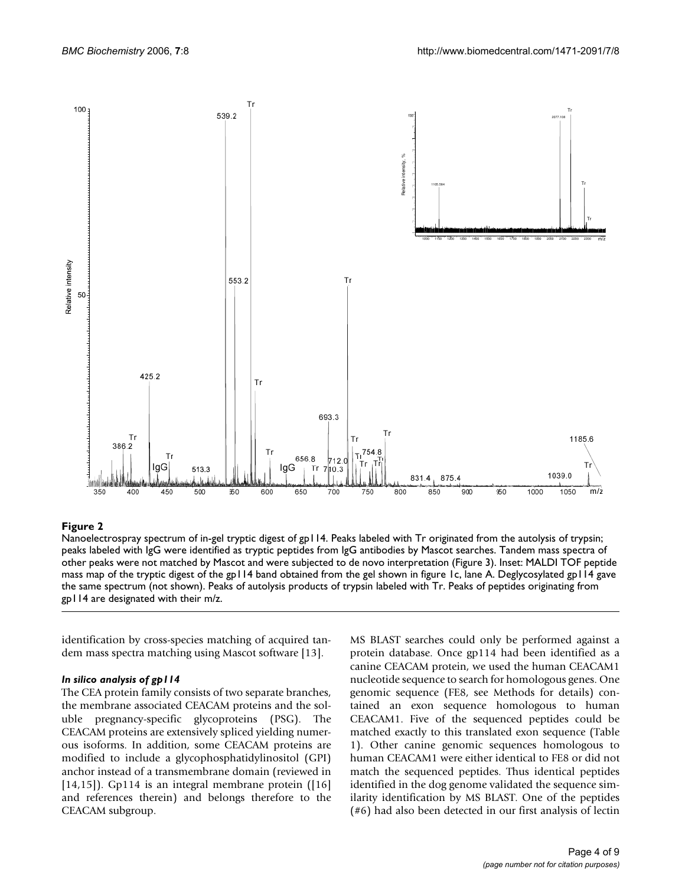**Figure 2**

Nanoelectrospray spectrum of in-gel tryptic digest of gp114. Peaks labeled with Tr originated from the autolysis of trypsin; peaks labeled with IgG were identified as tryptic peptides from IgG antibodies by Mascot searches. Tandem mass spectra of other peaks were not matched by Mascot and were subjected to de novo interpretation (Figure 3). Inset: MALDI TOF peptide mass map of the tryptic digest of the gp114 band obtained from the gel shown in figure 1c, lane A. Deglycosylated gp114 gave the same spectrum (not shown). Peaks of autolysis products of trypsin labeled with Tr. Peaks of peptides originating from gp114 are designated with their m/z.

identification by cross-species matching of acquired tandem mass spectra matching using Mascot software [13].

### *In silico analysis of gp114*

The CEA protein family consists of two separate branches, the membrane associated CEACAM proteins and the soluble pregnancy-specific glycoproteins (PSG). The CEACAM proteins are extensively spliced yielding numerous isoforms. In addition, some CEACAM proteins are modified to include a glycophosphatidylinositol (GPI) anchor instead of a transmembrane domain (reviewed in [14,15]). Gp114 is an integral membrane protein ([16] and references therein) and belongs therefore to the CEACAM subgroup.

MS BLAST searches could only be performed against a protein database. Once gp114 had been identified as a canine CEACAM protein, we used the human CEACAM1 nucleotide sequence to search for homologous genes. One genomic sequence (FE8, see Methods for details) contained an exon sequence homologous to human CEACAM1. Five of the sequenced peptides could be matched exactly to this translated exon sequence (Table 1). Other canine genomic sequences homologous to human CEACAM1 were either identical to FE8 or did not match the sequenced peptides. Thus identical peptides identified in the dog genome validated the sequence similarity identification by MS BLAST. One of the peptides (#6) had also been detected in our first analysis of lectin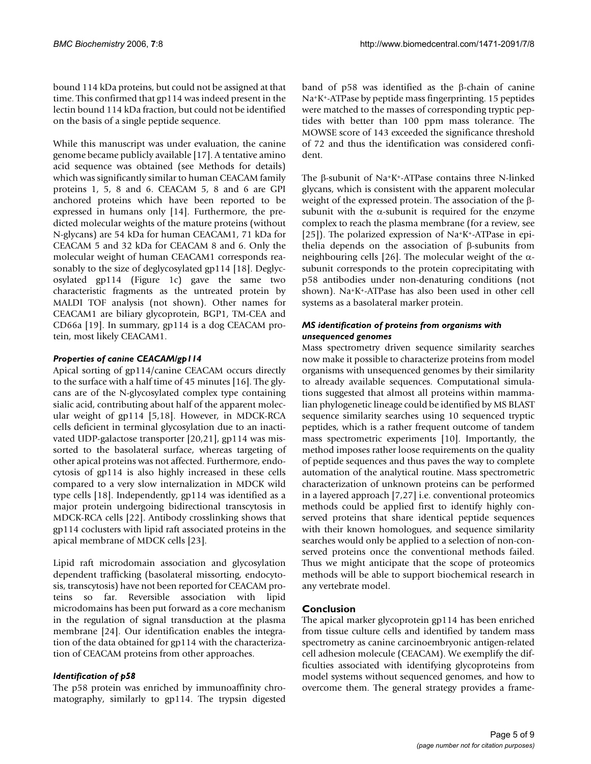bound 114 kDa proteins, but could not be assigned at that time. This confirmed that gp114 was indeed present in the lectin bound 114 kDa fraction, but could not be identified on the basis of a single peptide sequence.

While this manuscript was under evaluation, the canine genome became publicly available [17]. A tentative amino acid sequence was obtained (see Methods for details) which was significantly similar to human CEACAM family proteins 1, 5, 8 and 6. CEACAM 5, 8 and 6 are GPI anchored proteins which have been reported to be expressed in humans only [14]. Furthermore, the predicted molecular weights of the mature proteins (without N-glycans) are 54 kDa for human CEACAM1, 71 kDa for CEACAM 5 and 32 kDa for CEACAM 8 and 6. Only the molecular weight of human CEACAM1 corresponds reasonably to the size of deglycosylated gp114 [18]. Deglycosylated gp114 (Figure 1c) gave the same two characteristic fragments as the untreated protein by MALDI TOF analysis (not shown). Other names for CEACAM1 are biliary glycoprotein, BGP1, TM-CEA and CD66a [19]. In summary, gp114 is a dog CEACAM protein, most likely CEACAM1.

### *Properties of canine CEACAM/gp114*

Apical sorting of gp114/canine CEACAM occurs directly to the surface with a half time of 45 minutes [16]. The glycans are of the N-glycosylated complex type containing sialic acid, contributing about half of the apparent molecular weight of gp114 [5,18]. However, in MDCK-RCA cells deficient in terminal glycosylation due to an inactivated UDP-galactose transporter [20,21], gp114 was missorted to the basolateral surface, whereas targeting of other apical proteins was not affected. Furthermore, endocytosis of gp114 is also highly increased in these cells compared to a very slow internalization in MDCK wild type cells [18]. Independently, gp114 was identified as a major protein undergoing bidirectional transcytosis in MDCK-RCA cells [22]. Antibody crosslinking shows that gp114 coclusters with lipid raft associated proteins in the apical membrane of MDCK cells [23].

Lipid raft microdomain association and glycosylation dependent trafficking (basolateral missorting, endocytosis, transcytosis) have not been reported for CEACAM proteins so far. Reversible association with lipid microdomains has been put forward as a core mechanism in the regulation of signal transduction at the plasma membrane [24]. Our identification enables the integration of the data obtained for gp114 with the characterization of CEACAM proteins from other approaches.

### *Identification of p58*

The p58 protein was enriched by immunoaffinity chromatography, similarly to gp114. The trypsin digested band of p58 was identified as the β-chain of canine $Na^+K^+$-ATPase by peptide mass fingerprinting. 15 peptides were matched to the masses of corresponding tryptic peptides with better than 100 ppm mass tolerance. The MOWSE score of 143 exceeded the significance threshold of 72 and thus the identification was considered confident.

The β-subunit of $Na^+K^+$-ATPase contains three N-linked glycans, which is consistent with the apparent molecular weight of the expressed protein. The association of the β-subunit with the α-subunit is required for the enzyme complex to reach the plasma membrane (for a review, see [25]). The polarized expression of $Na^+K^+$-ATPase in epithelia depends on the association of β-subunits from neighbouring cells [26]. The molecular weight of the α-subunit corresponds to the protein coprecipitating with p58 antibodies under non-denaturing conditions (not shown). $Na^+K^+$-ATPase has also been used in other cell systems as a basolateral marker protein.

### *MS identification of proteins from organisms with unsequenced genomes*

Mass spectrometry driven sequence similarity searches now make it possible to characterize proteins from model organisms with unsequenced genomes by their similarity to already available sequences. Computational simulations suggested that almost all proteins within mammalian phylogenetic lineage could be identified by MS BLAST sequence similarity searches using 10 sequenced tryptic peptides, which is a rather frequent outcome of tandem mass spectrometric experiments [10]. Importantly, the method imposes rather loose requirements on the quality of peptide sequences and thus paves the way to complete automation of the analytical routine. Mass spectrometric characterization of unknown proteins can be performed in a layered approach [7,27] i.e. conventional proteomics methods could be applied first to identify highly conserved proteins that share identical peptide sequences with their known homologues, and sequence similarity searches would only be applied to a selection of non-conserved proteins once the conventional methods failed. Thus we might anticipate that the scope of proteomics methods will be able to support biochemical research in any vertebrate model.

## Conclusion

The apical marker glycoprotein gp114 has been enriched from tissue culture cells and identified by tandem mass spectrometry as canine carcinoembryonic antigen-related cell adhesion molecule (CEACAM). We exemplify the difficulties associated with identifying glycoproteins from model systems without sequenced genomes, and how to overcome them. The general strategy provides a frame-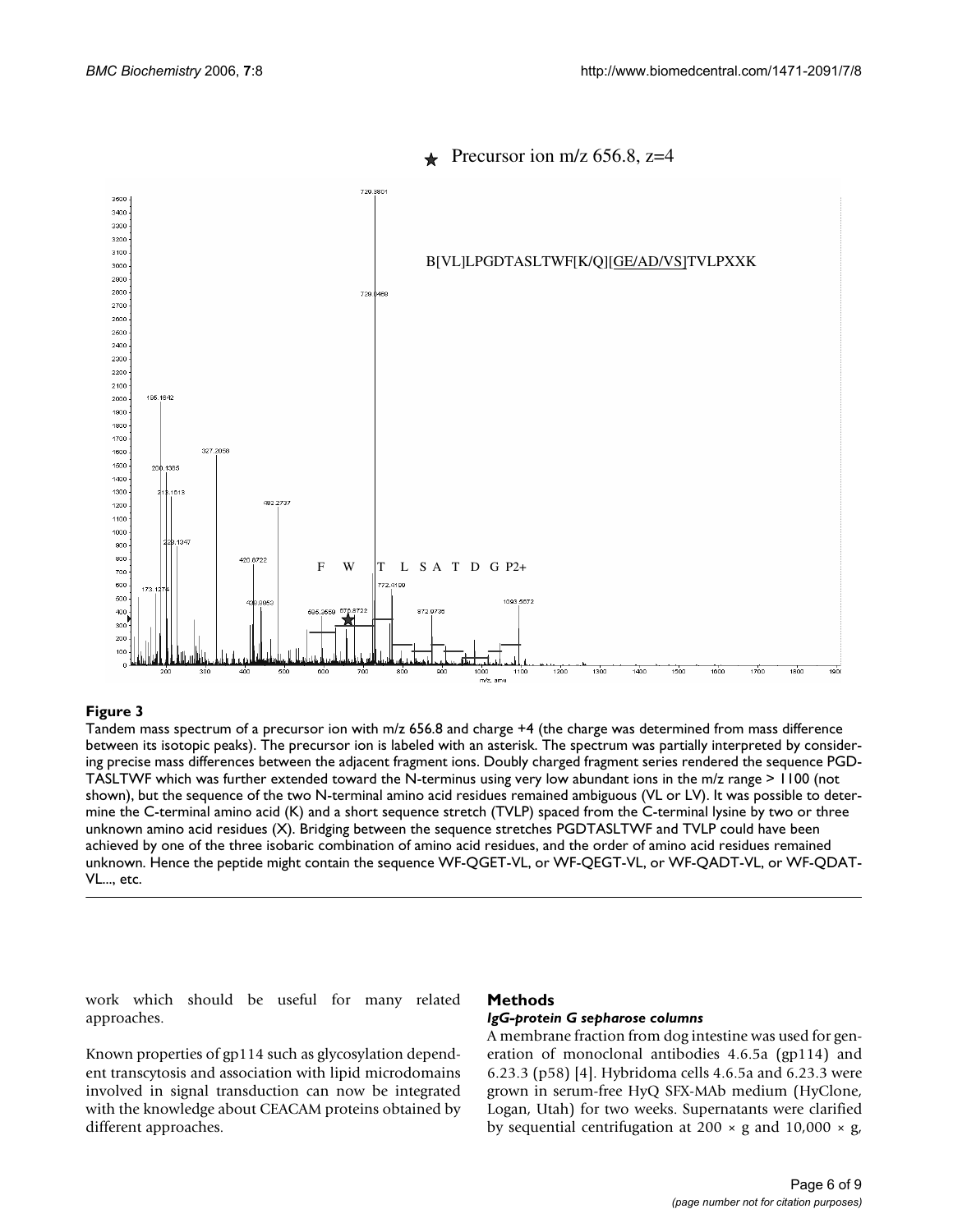**Figure 3**

Tandem mass spectrum of a precursor ion with m/z 656.8 and charge +4 (the charge was determined from mass difference between its isotopic peaks). The precursor ion is labeled with an asterisk. The spectrum was partially interpreted by considering precise mass differences between the adjacent fragment ions. Doubly charged fragment series rendered the sequence PGDTASLTWF which was further extended toward the N-terminus using very low abundant ions in the m/z range > 1100 (not shown), but the sequence of the two N-terminal amino acid residues remained ambiguous (VL or LV). It was possible to determine the C-terminal amino acid (K) and a short sequence stretch (TVLP) spaced from the C-terminal lysine by two or three unknown amino acid residues (X). Bridging between the sequence stretches PGDTASLTWF and TVLP could have been achieved by one of the three isobaric combination of amino acid residues, and the order of amino acid residues remained unknown. Hence the peptide might contain the sequence WF-QGET-VL, or WF-QEGT-VL, or WF-QADT-VL, or WF-QDAT-VL..., etc.

work which should be useful for many related approaches.

Known properties of gp114 such as glycosylation dependent transcytosis and association with lipid microdomains involved in signal transduction can now be integrated with the knowledge about CEACAM proteins obtained by different approaches.

## Methods

### *IgG-protein G sepharose columns*

A membrane fraction from dog intestine was used for generation of monoclonal antibodies 4.6.5a (gp114) and 6.23.3 (p58) [4]. Hybridoma cells 4.6.5a and 6.23.3 were grown in serum-free HyQ SFX-MAb medium (HyClone, Logan, Utah) for two weeks. Supernatants were clarified by sequential centrifugation at 200 × g and 10,000 × g,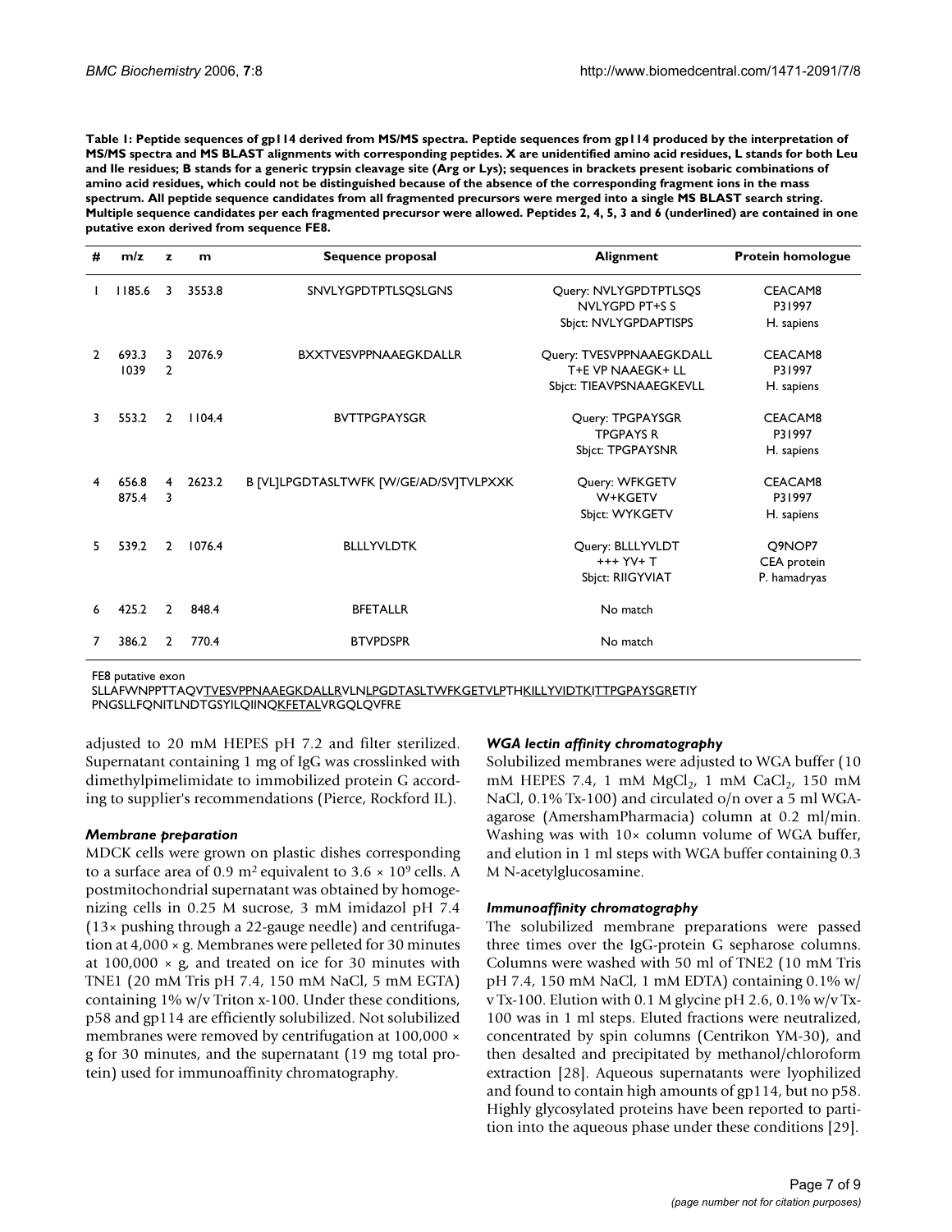**Table 1: Peptide sequences of gp114 derived from MS/MS spectra. Peptide sequences from gp114 produced by the interpretation of MS/MS spectra and MS BLAST alignments with corresponding peptides. X are unidentified amino acid residues, L stands for both Leu and Ile residues; B stands for a generic trypsin cleavage site (Arg or Lys); sequences in brackets present isobaric combinations of amino acid residues, which could not be distinguished because of the absence of the corresponding fragment ions in the mass spectrum. All peptide sequence candidates from all fragmented precursors were merged into a single MS BLAST search string. Multiple sequence candidates per each fragmented precursor were allowed. Peptides 2, 4, 5, 3 and 6 (underlined) are contained in one putative exon derived from sequence FE8.**

| # | m/z | z | m | Sequence proposal | Alignment | Protein homologue |
|---|---|---|---|---|---|---|
| 1 | 1185.6 | 3 | 3553.8 | SNVLYGPDTPTLSQSLGNS | Query: NVLYGPDTPTLSQS<br>NVLYGPD PT+S S<br>Sbjct: NVLYGPDAPTISPS | CEACAM8<br>P31997<br>H. sapiens |
| 2 | 693.3<br>1039 | 3<br>2 | 2076.9 | BXXTVESVPPNAAEGKDALLR | Query: TVESVPPNAAEGKDALL<br>T+E VP NAAEGK+ LL<br>Sbjct: TIEAVPSNAAEGKEVLL | CEACAM8<br>P31997<br>H. sapiens |
| 3 | 553.2 | 2 | 1104.4 | BVTTPGPAYSGR | Query: TPGPAYSGR<br>TPGPAYS R<br>Sbjct: TPGPAYSNR | CEACAM8<br>P31997<br>H. sapiens |
| 4 | 656.8<br>875.4 | 4<br>3 | 2623.2 | B [VL]LPGDTASLTWFK [W/GE/AD/SV]TVLPXXK | Query: WFKGETV<br>W+KGETV<br>Sbjct: WYKGETV | CEACAM8<br>P31997<br>H. sapiens |
| 5 | 539.2 | 2 | 1076.4 | BLLLYVLDTK | Query: BLLLYVLDT<br>+++ YV+ T<br>Sbjct: RIIGYVIAT | Q9NOP7<br>CEA protein<br>P. hamadryas |
| 6 | 425.2 | 2 | 848.4 | BFETALLR | No match | |
| 7 | 386.2 | 2 | 770.4 | BTVPDSPR | No match | |

FE8 putative exon
SLLAFWNPPTTAQV<u>TVESVPPNAAEGKDALLR</u>VLN<u>LPGDTASLTWFKGETVLP</u>TH<u>KILLYVIDTK</u>I<u>TTPGPAYSGR</u>ETIY PNGSLLFQNITLNDTGSYILQIINQ<u>KFETAL</u>VRGQLQVFRE

adjusted to 20 mM HEPES pH 7.2 and filter sterilized. Supernatant containing 1 mg of IgG was crosslinked with dimethylpimelimidate to immobilized protein G according to supplier's recommendations (Pierce, Rockford IL).

### *Membrane preparation*

MDCK cells were grown on plastic dishes corresponding to a surface area of 0.9 $m^2$ equivalent to $3.6 \times 10^9$ cells. A postmitochondrial supernatant was obtained by homogenizing cells in 0.25 M sucrose, 3 mM imidazol pH 7.4 (13× pushing through a 22-gauge needle) and centrifugation at 4,000 × g. Membranes were pelleted for 30 minutes at 100,000 × g, and treated on ice for 30 minutes with TNE1 (20 mM Tris pH 7.4, 150 mM NaCl, 5 mM EGTA) containing 1% w/v Triton x-100. Under these conditions, p58 and gp114 are efficiently solubilized. Not solubilized membranes were removed by centrifugation at 100,000 × g for 30 minutes, and the supernatant (19 mg total protein) used for immunoaffinity chromatography.

### *WGA lectin affinity chromatography*

Solubilized membranes were adjusted to WGA buffer (10 mM HEPES 7.4, 1 mM $MgCl_2$, 1 mM $CaCl_2$, 150 mM NaCl, 0.1% Tx-100) and circulated o/n over a 5 ml WGA-agarose (AmershamPharmacia) column at 0.2 ml/min. Washing was with 10× column volume of WGA buffer, and elution in 1 ml steps with WGA buffer containing 0.3 M N-acetylglucosamine.

### *Immunoaffinity chromatography*

The solubilized membrane preparations were passed three times over the IgG-protein G sepharose columns. Columns were washed with 50 ml of TNE2 (10 mM Tris pH 7.4, 150 mM NaCl, 1 mM EDTA) containing 0.1% w/v Tx-100. Elution with 0.1 M glycine pH 2.6, 0.1% w/v Tx-100 was in 1 ml steps. Eluted fractions were neutralized, concentrated by spin columns (Centrikon YM-30), and then desalted and precipitated by methanol/chloroform extraction [28]. Aqueous supernatants were lyophilized and found to contain high amounts of gp114, but no p58. Highly glycosylated proteins have been reported to partition into the aqueous phase under these conditions [29].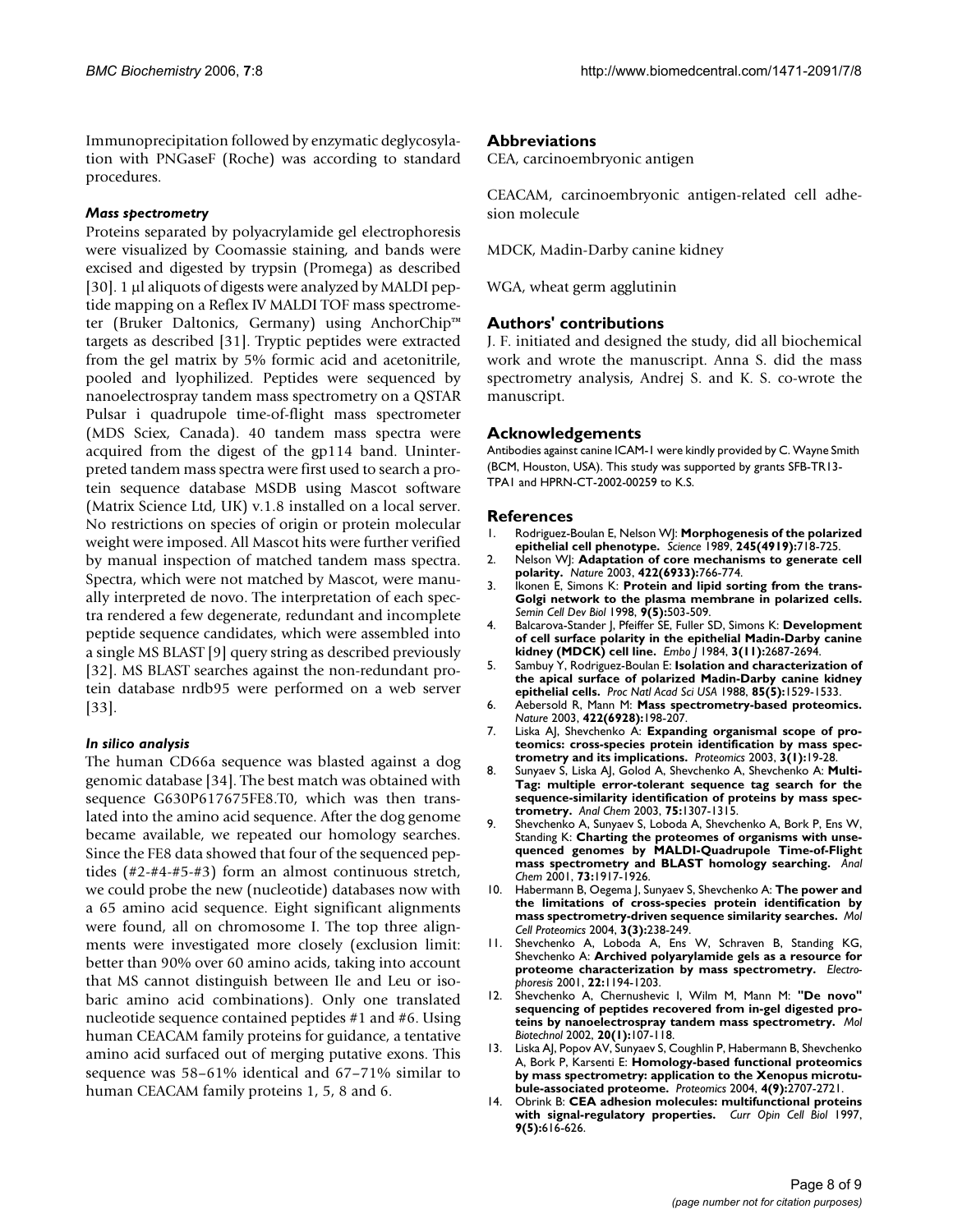Immunoprecipitation followed by enzymatic deglycosylation with PNGaseF (Roche) was according to standard procedures.

### *Mass spectrometry*

Proteins separated by polyacrylamide gel electrophoresis were visualized by Coomassie staining, and bands were excised and digested by trypsin (Promega) as described [30]. 1 μl aliquots of digests were analyzed by MALDI peptide mapping on a Reflex IV MALDI TOF mass spectrometer (Bruker Daltonics, Germany) using AnchorChip™ targets as described [31]. Tryptic peptides were extracted from the gel matrix by 5% formic acid and acetonitrile, pooled and lyophilized. Peptides were sequenced by nanoelectrospray tandem mass spectrometry on a QSTAR Pulsar i quadrupole time-of-flight mass spectrometer (MDS Sciex, Canada). 40 tandem mass spectra were acquired from the digest of the gp114 band. Uninterpreted tandem mass spectra were first used to search a protein sequence database MSDB using Mascot software (Matrix Science Ltd, UK) v.1.8 installed on a local server. No restrictions on species of origin or protein molecular weight were imposed. All Mascot hits were further verified by manual inspection of matched tandem mass spectra. Spectra, which were not matched by Mascot, were manually interpreted de novo. The interpretation of each spectra rendered a few degenerate, redundant and incomplete peptide sequence candidates, which were assembled into a single MS BLAST [9] query string as described previously [32]. MS BLAST searches against the non-redundant protein database nrdb95 were performed on a web server [33].

### *In silico analysis*

The human CD66a sequence was blasted against a dog genomic database [34]. The best match was obtained with sequence G630P617675FE8.T0, which was then translated into the amino acid sequence. After the dog genome became available, we repeated our homology searches. Since the FE8 data showed that four of the sequenced peptides (#2-#4-#5-#3) form an almost continuous stretch, we could probe the new (nucleotide) databases now with a 65 amino acid sequence. Eight significant alignments were found, all on chromosome I. The top three alignments were investigated more closely (exclusion limit: better than 90% over 60 amino acids, taking into account that MS cannot distinguish between Ile and Leu or isobaric amino acid combinations). Only one translated nucleotide sequence contained peptides #1 and #6. Using human CEACAM family proteins for guidance, a tentative amino acid surfaced out of merging putative exons. This sequence was 58–61% identical and 67–71% similar to human CEACAM family proteins 1, 5, 8 and 6.

## Abbreviations

CEA, carcinoembryonic antigen

CEACAM, carcinoembryonic antigen-related cell adhesion molecule

MDCK, Madin-Darby canine kidney

WGA, wheat germ agglutinin

## Authors' contributions

J. F. initiated and designed the study, did all biochemical work and wrote the manuscript. Anna S. did the mass spectrometry analysis, Andrej S. and K. S. co-wrote the manuscript.

## Acknowledgements

Antibodies against canine ICAM-1 were kindly provided by C. Wayne Smith (BCM, Houston, USA). This study was supported by grants SFB-TR13-TPA1 and HPRN-CT-2002-00259 to K.S.

## References

1. Rodriguez-Boulan E, Nelson WJ: **Morphogenesis of the polarized epithelial cell phenotype.** *Science* 1989, **245(4919):**718-725.
2. Nelson WJ: **Adaptation of core mechanisms to generate cell polarity.** *Nature* 2003, **422(6933):**766-774.
3. Ikonen E, Simons K: **Protein and lipid sorting from the trans-Golgi network to the plasma membrane in polarized cells.** *Semin Cell Dev Biol* 1998, **9(5):**503-509.
4. Balcarova-Stander J, Pfeiffer SE, Fuller SD, Simons K: **Development of cell surface polarity in the epithelial Madin-Darby canine kidney (MDCK) cell line.** *Embo J* 1984, **3(11):**2687-2694.
5. Sambuy Y, Rodriguez-Boulan E: **Isolation and characterization of the apical surface of polarized Madin-Darby canine kidney epithelial cells.** *Proc Natl Acad Sci USA* 1988, **85(5):**1529-1533.
6. Aebersold R, Mann M: **Mass spectrometry-based proteomics.** *Nature* 2003, **422(6928):**198-207.
7. Liska AJ, Shevchenko A: **Expanding organismal scope of proteomics: cross-species protein identification by mass spectrometry and its implications.** *Proteomics* 2003, **3(1):**19-28.
8. Sunyaev S, Liska AJ, Golod A, Shevchenko A, Shevchenko A: **MultiTag: multiple error-tolerant sequence tag search for the sequence-similarity identification of proteins by mass spectrometry.** *Anal Chem* 2003, **75:**1307-1315.
9. Shevchenko A, Sunyaev S, Loboda A, Shevchenko A, Bork P, Ens W, Standing K: **Charting the proteomes of organisms with unsequenced genomes by MALDI-Quadrupole Time-of-Flight mass spectrometry and BLAST homology searching.** *Anal Chem* 2001, **73:**1917-1926.
10. Habermann B, Oegema J, Sunyaev S, Shevchenko A: **The power and the limitations of cross-species protein identification by mass spectrometry-driven sequence similarity searches.** *Mol Cell Proteomics* 2004, **3(3):**238-249.
11. Shevchenko A, Loboda A, Ens W, Schraven B, Standing KG, Shevchenko A: **Archived polyarylamide gels as a resource for proteome characterization by mass spectrometry.** *Electrophoresis* 2001, **22:**1194-1203.
12. Shevchenko A, Chernushevic I, Wilm M, Mann M: **"De novo" sequencing of peptides recovered from in-gel digested proteins by nanoelectrospray tandem mass spectrometry.** *Mol Biotechnol* 2002, **20(1):**107-118.
13. Liska AJ, Popov AV, Sunyaev S, Coughlin P, Habermann B, Shevchenko A, Bork P, Karsenti E: **Homology-based functional proteomics by mass spectrometry: application to the Xenopus microtubule-associated proteome.** *Proteomics* 2004, **4(9):**2707-2721.
14. Obrink B: **CEA adhesion molecules: multifunctional proteins with signal-regulatory properties.** *Curr Opin Cell Biol* 1997, **9(5):**616-626.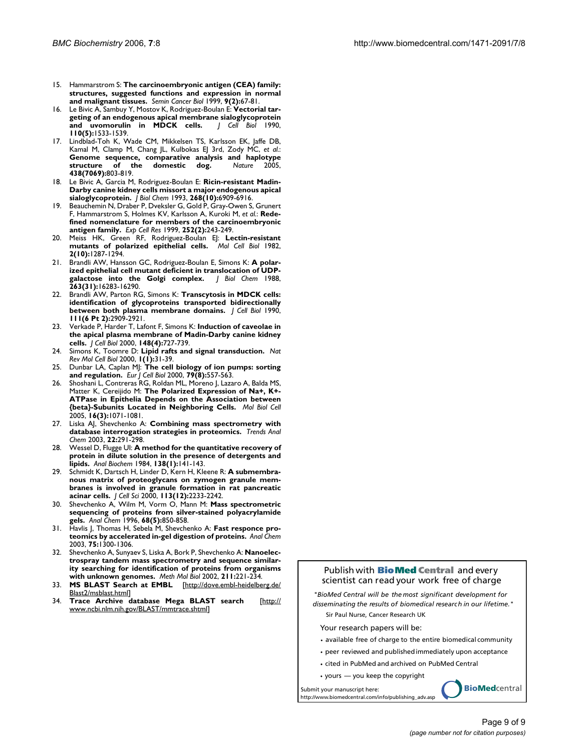15. Hammarstrom S: **The carcinoembryonic antigen (CEA) family: structures, suggested functions and expression in normal and malignant tissues.** *Semin Cancer Biol* 1999, **9(2):**67-81.
16. Le Bivic A, Sambuy Y, Mostov K, Rodriguez-Boulan E: **Vectorial targeting of an endogenous apical membrane sialoglycoprotein and uvomorulin in MDCK cells.** *J Cell Biol* 1990, **110(5):**1533-1539.
17. Lindblad-Toh K, Wade CM, Mikkelsen TS, Karlsson EK, Jaffe DB, Kamal M, Clamp M, Chang JL, Kulbokas EJ 3rd, Zody MC, *et al.*: **Genome sequence, comparative analysis and haplotype structure of the domestic dog.** *Nature* 2005, **438(7069):**803-819.
18. Le Bivic A, Garcia M, Rodriguez-Boulan E: **Ricin-resistant Madin-Darby canine kidney cells missort a major endogenous apical sialoglycoprotein.** *J Biol Chem* 1993, **268(10):**6909-6916.
19. Beauchemin N, Draber P, Dveksler G, Gold P, Gray-Owen S, Grunert F, Hammarstrom S, Holmes KV, Karlsson A, Kuroki M, *et al.*: **Redefined nomenclature for members of the carcinoembryonic antigen family.** *Exp Cell Res* 1999, **252(2):**243-249.
20. Meiss HK, Green RF, Rodriguez-Boulan EJ: **Lectin-resistant mutants of polarized epithelial cells.** *Mol Cell Biol* 1982, **2(10):**1287-1294.
21. Brandli AW, Hansson GC, Rodriguez-Boulan E, Simons K: **A polarized epithelial cell mutant deficient in translocation of UDP-galactose into the Golgi complex.** *J Biol Chem* 1988, **263(31):**16283-16290.
22. Brandli AW, Parton RG, Simons K: **Transcytosis in MDCK cells: identification of glycoproteins transported bidirectionally between both plasma membrane domains.** *J Cell Biol* 1990, **111(6 Pt 2):**2909-2921.
23. Verkade P, Harder T, Lafont F, Simons K: **Induction of caveolae in the apical plasma membrane of Madin-Darby canine kidney cells.** *J Cell Biol* 2000, **148(4):**727-739.
24. Simons K, Toomre D: **Lipid rafts and signal transduction.** *Nat Rev Mol Cell Biol* 2000, **1(1):**31-39.
25. Dunbar LA, Caplan MJ: **The cell biology of ion pumps: sorting and regulation.** *Eur J Cell Biol* 2000, **79(8):**557-563.
26. Shoshani L, Contreras RG, Roldan ML, Moreno J, Lazaro A, Balda MS, Matter K, Cereijido M: **The Polarized Expression of Na+, K+-ATPase in Epithelia Depends on the Association between {beta}-Subunits Located in Neighboring Cells.** *Mol Biol Cell* 2005, **16(3):**1071-1081.
27. Liska AJ, Shevchenko A: **Combining mass spectrometry with database interrogation strategies in proteomics.** *Trends Anal Chem* 2003, **22:**291-298.
28. Wessel D, Flugge UI: **A method for the quantitative recovery of protein in dilute solution in the presence of detergents and lipids.** *Anal Biochem* 1984, **138(1):**141-143.
29. Schmidt K, Dartsch H, Linder D, Kern H, Kleene R: **A submembranous matrix of proteoglycans on zymogen granule membranes is involved in granule formation in rat pancreatic acinar cells.** *J Cell Sci* 2000, **113(12):**2233-2242.
30. Shevchenko A, Wilm M, Vorm O, Mann M: **Mass spectrometric sequencing of proteins from silver-stained polyacrylamide gels.** *Anal Chem* 1996, **68(5):**850-858.
31. Havlis J, Thomas H, Sebela M, Shevchenko A: **Fast responce proteomics by accelerated in-gel digestion of proteins.** *Anal Chem* 2003, **75:**1300-1306.
32. Shevchenko A, Sunyaev S, Liska A, Bork P, Shevchenko A: **Nanoelectrospray tandem mass spectrometry and sequence similarity searching for identification of proteins from organisms with unknown genomes.** *Meth Mol Biol* 2002, **211:**221-234.
33. **MS BLAST Search at EMBL** [http://dove.embl-heidelberg.de/Blast2/msblast.html]
34. **Trace Archive database Mega BLAST search** [http://www.ncbi.nlm.nih.gov/BLAST/mmtrace.shtml]

Publish with **BioMed Central** and every scientist can read your work free of charge

*"BioMed Central will be the most significant development for disseminating the results of biomedical research in our lifetime."*
Sir Paul Nurse, Cancer Research UK

Your research papers will be:

- available free of charge to the entire biomedical community
- peer reviewed and published immediately upon acceptance
- cited in PubMed and archived on PubMed Central
- yours — you keep the copyright

Submit your manuscript here:
http://www.biomedcentral.com/info/publishing_adv.asp

**BioMed**central